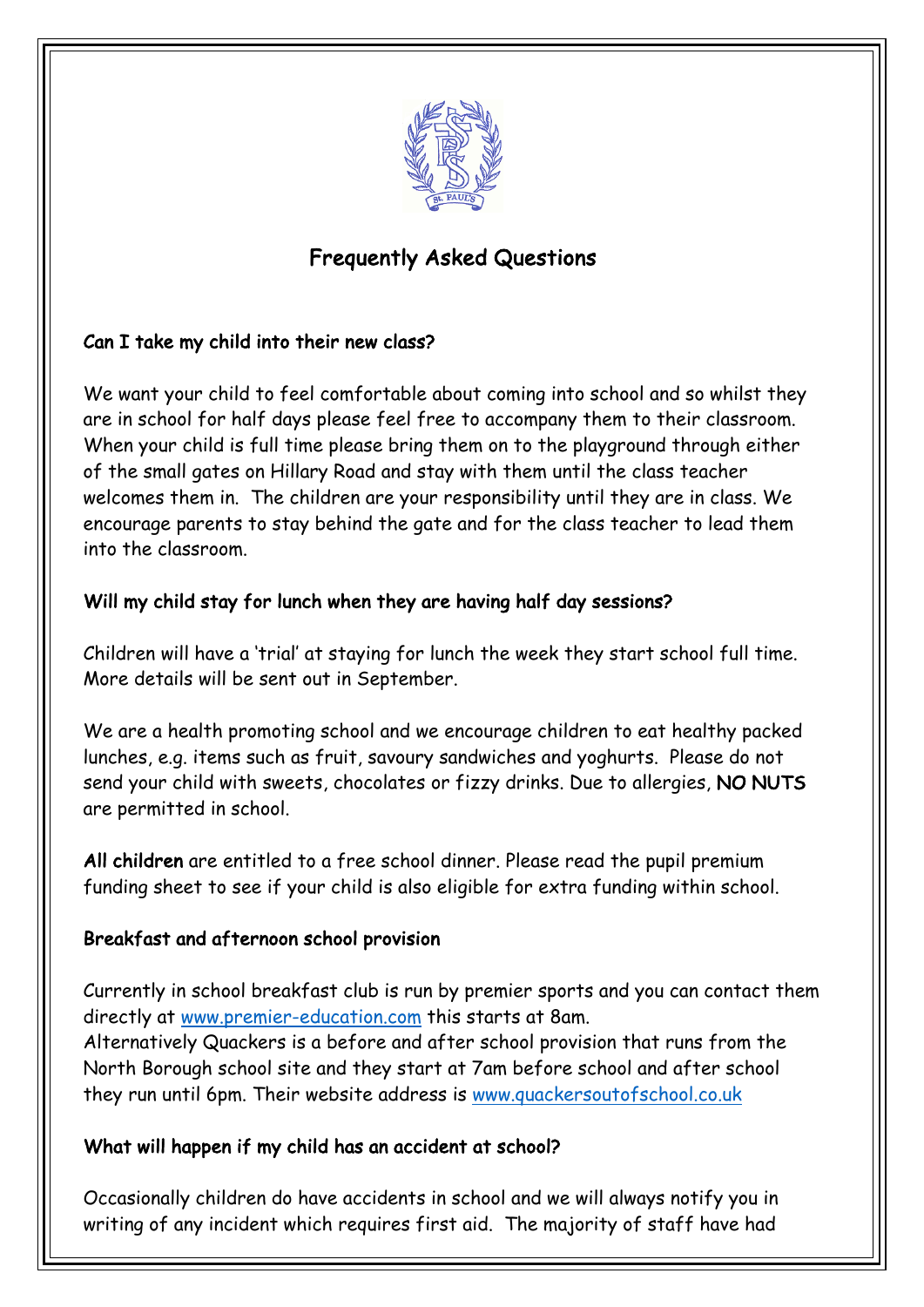# Frequently Asked Questions

## Can I take my child into their new class?

We want your child to feel comfortable about coming into school and so whilst they are in school for half days please feel free to accompany them to their classroom. When your child is full time please bring them on to the playground through either of the small gates on Hillary Road and stay with them until the class teacher welcomes them in. The children are your responsibility until they are in class. We encourage parents to stay behind the gate and for the class teacher to lead them into the classroom.

## Will my child stay for lunch when they are having half day sessions?

Children will have a 'trial' at staying for lunch the week they start school full time. More details will be sent out in September.

We are a health promoting school and we encourage children to eat healthy packed lunches, e.g. items such as fruit, savoury sandwiches and yoghurts. Please do not send your child with sweets, chocolates or fizzy drinks. Due to allergies, **NO NUTS** are permitted in school.

**All children** are entitled to a free school dinner. Please read the pupil premium funding sheet to see if your child is also eligible for extra funding within school.

## Breakfast and afternoon school provision

Currently in school breakfast club is run by premier sports and you can contact them directly at www.premier-education.com this starts at 8am.
Alternatively Quackers is a before and after school provision that runs from the North Borough school site and they start at 7am before school and after school they run until 6pm. Their website address is www.quackersoutofschool.co.uk

## What will happen if my child has an accident at school?

Occasionally children do have accidents in school and we will always notify you in writing of any incident which requires first aid. The majority of staff have had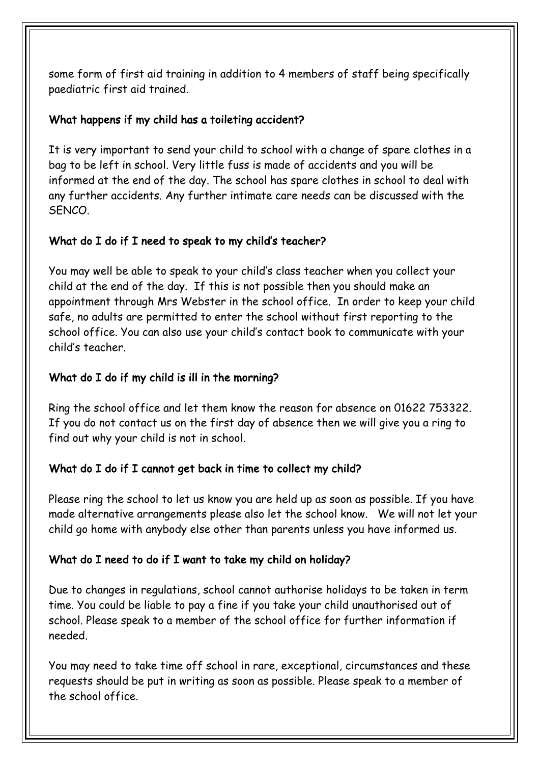some form of first aid training in addition to 4 members of staff being specifically paediatric first aid trained.

**What happens if my child has a toileting accident?**

It is very important to send your child to school with a change of spare clothes in a bag to be left in school. Very little fuss is made of accidents and you will be informed at the end of the day. The school has spare clothes in school to deal with any further accidents. Any further intimate care needs can be discussed with the SENCO.

**What do I do if I need to speak to my child's teacher?**

You may well be able to speak to your child's class teacher when you collect your child at the end of the day. If this is not possible then you should make an appointment through Mrs Webster in the school office. In order to keep your child safe, no adults are permitted to enter the school without first reporting to the school office. You can also use your child's contact book to communicate with your child's teacher.

**What do I do if my child is ill in the morning?**

Ring the school office and let them know the reason for absence on 01622 753322. If you do not contact us on the first day of absence then we will give you a ring to find out why your child is not in school.

**What do I do if I cannot get back in time to collect my child?**

Please ring the school to let us know you are held up as soon as possible. If you have made alternative arrangements please also let the school know. We will not let your child go home with anybody else other than parents unless you have informed us.

**What do I need to do if I want to take my child on holiday?**

Due to changes in regulations, school cannot authorise holidays to be taken in term time. You could be liable to pay a fine if you take your child unauthorised out of school. Please speak to a member of the school office for further information if needed.

You may need to take time off school in rare, exceptional, circumstances and these requests should be put in writing as soon as possible. Please speak to a member of the school office.